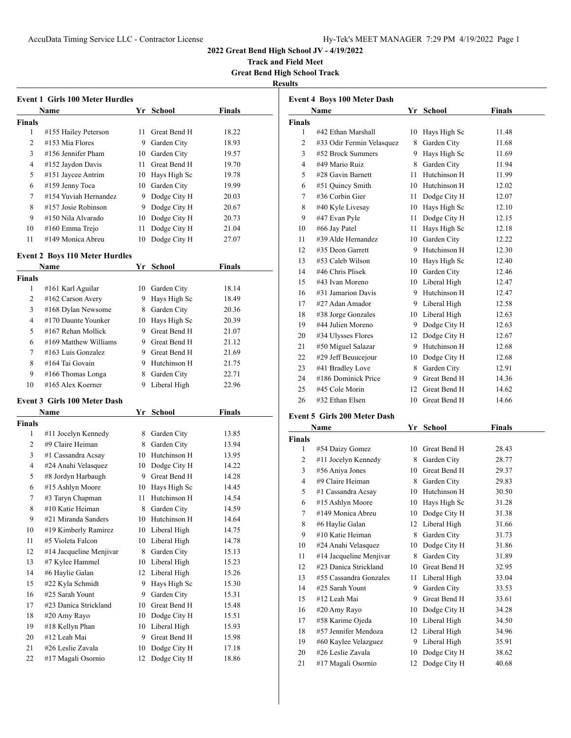**2022 Great Bend High School JV - 4/19/2022**

**Track and Field Meet**

**Great Bend High School Track**

**Results**

### Event 1 Girls 100 Meter Hurdles

| | Name | Yr | School | Finals |
|---|---|---|---|---|
| **Finals** | | | | |
| 1 | #155 Hailey Peterson | 11 | Great Bend H | 18.22 |
| 2 | #153 Mia Flores | 9 | Garden City | 18.93 |
| 3 | #156 Jennifer Pham | 10 | Garden City | 19.57 |
| 4 | #152 Jaydon Davis | 11 | Great Bend H | 19.70 |
| 5 | #151 Jaycee Antrim | 10 | Hays High Sc | 19.78 |
| 6 | #159 Jenny Toca | 10 | Garden City | 19.99 |
| 7 | #154 Yuviah Hernandez | 9 | Dodge City H | 20.03 |
| 8 | #157 Josie Robinson | 9 | Dodge City H | 20.67 |
| 9 | #150 Nila Alvarado | 10 | Dodge City H | 20.73 |
| 10 | #160 Emma Trejo | 11 | Dodge City H | 21.04 |
| 11 | #149 Monica Abreu | 10 | Dodge City H | 27.07 |

### Event 2 Boys 110 Meter Hurdles

| | Name | Yr | School | Finals |
|---|---|---|---|---|
| **Finals** | | | | |
| 1 | #161 Karl Aguilar | 10 | Garden City | 18.14 |
| 2 | #162 Carson Avery | 9 | Hays High Sc | 18.49 |
| 3 | #168 Dylan Newsome | 8 | Garden City | 20.36 |
| 4 | #170 Daunte Younker | 10 | Hays High Sc | 20.39 |
| 5 | #167 Rehan Mollick | 9 | Great Bend H | 21.07 |
| 6 | #169 Matthew Williams | 9 | Great Bend H | 21.12 |
| 7 | #163 Luis Gonzalez | 9 | Great Bend H | 21.69 |
| 8 | #164 Tai Govain | 9 | Hutchinson H | 21.75 |
| 9 | #166 Thomas Longa | 8 | Garden City | 22.71 |
| 10 | #165 Alex Koerner | 9 | Liberal High | 22.96 |

### Event 3 Girls 100 Meter Dash

| | Name | Yr | School | Finals |
|---|---|---|---|---|
| **Finals** | | | | |
| 1 | #11 Jocelyn Kennedy | 8 | Garden City | 13.85 |
| 2 | #9 Claire Heiman | 8 | Garden City | 13.94 |
| 3 | #1 Cassandra Acsay | 10 | Hutchinson H | 13.95 |
| 4 | #24 Anahi Velasquez | 10 | Dodge City H | 14.22 |
| 5 | #8 Jordyn Harbaugh | 9 | Great Bend H | 14.28 |
| 6 | #15 Ashlyn Moore | 10 | Hays High Sc | 14.45 |
| 7 | #3 Taryn Chapman | 11 | Hutchinson H | 14.54 |
| 8 | #10 Katie Heiman | 8 | Garden City | 14.59 |
| 9 | #21 Miranda Sanders | 10 | Hutchinson H | 14.64 |
| 10 | #19 Kimberly Ramirez | 10 | Liberal High | 14.75 |
| 11 | #5 Violeta Falcon | 10 | Liberal High | 14.78 |
| 12 | #14 Jacqueline Menjivar | 8 | Garden City | 15.13 |
| 13 | #7 Kylee Hammel | 10 | Liberal High | 15.23 |
| 14 | #6 Haylie Galan | 12 | Liberal High | 15.26 |
| 15 | #22 Kyla Schmidt | 9 | Hays High Sc | 15.30 |
| 16 | #25 Sarah Yount | 9 | Garden City | 15.31 |
| 17 | #23 Danica Strickland | 10 | Great Bend H | 15.48 |
| 18 | #20 Amy Rayo | 10 | Dodge City H | 15.51 |
| 19 | #18 Kellyn Phan | 10 | Liberal High | 15.93 |
| 20 | #12 Leah Mai | 9 | Great Bend H | 15.98 |
| 21 | #26 Leslie Zavala | 10 | Dodge City H | 17.18 |
| 22 | #17 Magali Osornio | 12 | Dodge City H | 18.86 |

### Event 4 Boys 100 Meter Dash

| | Name | Yr | School | Finals |
|---|---|---|---|---|
| **Finals** | | | | |
| 1 | #42 Ethan Marshall | 10 | Hays High Sc | 11.48 |
| 2 | #33 Odir Fermin Velasquez | 8 | Garden City | 11.68 |
| 3 | #52 Brock Summers | 9 | Hays High Sc | 11.69 |
| 4 | #49 Mario Ruiz | 8 | Garden City | 11.94 |
| 5 | #28 Gavin Barnett | 11 | Hutchinson H | 11.99 |
| 6 | #51 Quincy Smith | 10 | Hutchinson H | 12.02 |
| 7 | #36 Corbin Gier | 11 | Dodge City H | 12.07 |
| 8 | #40 Kyle Livesay | 10 | Hays High Sc | 12.10 |
| 9 | #47 Evan Pyle | 11 | Dodge City H | 12.15 |
| 10 | #66 Jay Patel | 11 | Hays High Sc | 12.18 |
| 11 | #39 Alde Hernandez | 10 | Garden City | 12.22 |
| 12 | #35 Deon Garrett | 9 | Hutchinson H | 12.30 |
| 13 | #53 Caleb Wilson | 10 | Hays High Sc | 12.40 |
| 14 | #46 Chris Plisek | 10 | Garden City | 12.46 |
| 15 | #43 Ivan Moreno | 10 | Liberal High | 12.47 |
| 16 | #31 Jamarion Davis | 9 | Hutchinson H | 12.47 |
| 17 | #27 Adan Amador | 9 | Liberal High | 12.58 |
| 18 | #38 Jorge Gonzales | 10 | Liberal High | 12.63 |
| 19 | #44 Julien Moreno | 9 | Dodge City H | 12.63 |
| 20 | #34 Ulysses Flores | 12 | Dodge City H | 12.67 |
| 21 | #50 Miguel Salazar | 9 | Hutchinson H | 12.68 |
| 22 | #29 Jeff Beuucejour | 10 | Dodge City H | 12.68 |
| 23 | #41 Bradley Love | 8 | Garden City | 12.91 |
| 24 | #186 Dominick Price | 9 | Great Bend H | 14.36 |
| 25 | #45 Cole Morin | 12 | Great Bend H | 14.62 |
| 26 | #32 Ethan Elsen | 10 | Great Bend H | 14.66 |

### Event 5 Girls 200 Meter Dash

| | Name | Yr | School | Finals |
|---|---|---|---|---|
| **Finals** | | | | |
| 1 | #54 Daizy Gomez | 10 | Great Bend H | 28.43 |
| 2 | #11 Jocelyn Kennedy | 8 | Garden City | 28.77 |
| 3 | #56 Aniya Jones | 10 | Great Bend H | 29.37 |
| 4 | #9 Claire Heiman | 8 | Garden City | 29.83 |
| 5 | #1 Cassandra Acsay | 10 | Hutchinson H | 30.50 |
| 6 | #15 Ashlyn Moore | 10 | Hays High Sc | 31.28 |
| 7 | #149 Monica Abreu | 10 | Dodge City H | 31.38 |
| 8 | #6 Haylie Galan | 12 | Liberal High | 31.66 |
| 9 | #10 Katie Heiman | 8 | Garden City | 31.73 |
| 10 | #24 Anahi Velasquez | 10 | Dodge City H | 31.86 |
| 11 | #14 Jacqueline Menjivar | 8 | Garden City | 31.89 |
| 12 | #23 Danica Strickland | 10 | Great Bend H | 32.95 |
| 13 | #55 Cassandra Gonzales | 11 | Liberal High | 33.04 |
| 14 | #25 Sarah Yount | 9 | Garden City | 33.53 |
| 15 | #12 Leah Mai | 9 | Great Bend H | 33.61 |
| 16 | #20 Amy Rayo | 10 | Dodge City H | 34.28 |
| 17 | #58 Karime Ojeda | 10 | Liberal High | 34.50 |
| 18 | #57 Jennifer Mendoza | 12 | Liberal High | 34.96 |
| 19 | #60 Kaylee Velazguez | 9 | Liberal High | 35.91 |
| 20 | #26 Leslie Zavala | 10 | Dodge City H | 38.62 |
| 21 | #17 Magali Osornio | 12 | Dodge City H | 40.68 |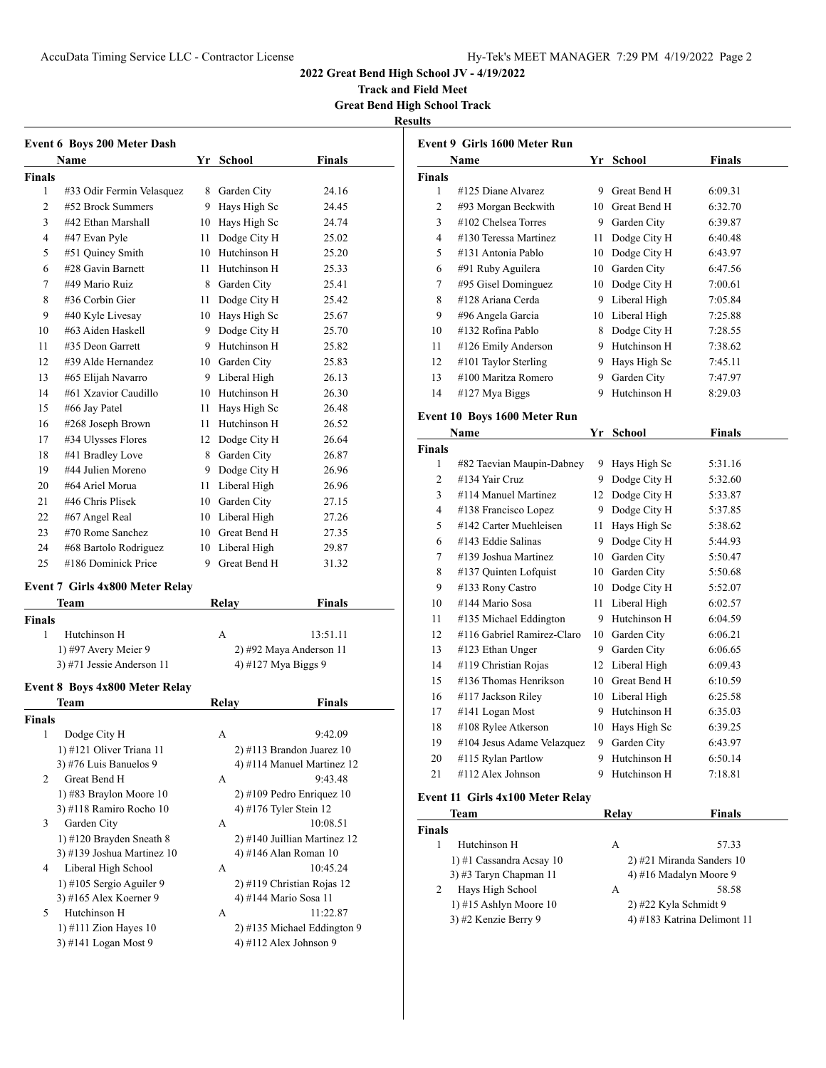## 2022 Great Bend High School JV - 4/19/2022

**Track and Field Meet**

**Great Bend High School Track**

**Results**

### Event 6 Boys 200 Meter Dash

| | Name | Yr | School | Finals |
|---|---|---|---|---|
| **Finals** | | | | |
| 1 | #33 Odir Fermin Velasquez | 8 | Garden City | 24.16 |
| 2 | #52 Brock Summers | 9 | Hays High Sc | 24.45 |
| 3 | #42 Ethan Marshall | 10 | Hays High Sc | 24.74 |
| 4 | #47 Evan Pyle | 11 | Dodge City H | 25.02 |
| 5 | #51 Quincy Smith | 10 | Hutchinson H | 25.20 |
| 6 | #28 Gavin Barnett | 11 | Hutchinson H | 25.33 |
| 7 | #49 Mario Ruiz | 8 | Garden City | 25.41 |
| 8 | #36 Corbin Gier | 11 | Dodge City H | 25.42 |
| 9 | #40 Kyle Livesay | 10 | Hays High Sc | 25.67 |
| 10 | #63 Aiden Haskell | 9 | Dodge City H | 25.70 |
| 11 | #35 Deon Garrett | 9 | Hutchinson H | 25.82 |
| 12 | #39 Alde Hernandez | 10 | Garden City | 25.83 |
| 13 | #65 Elijah Navarro | 9 | Liberal High | 26.13 |
| 14 | #61 Xzavior Caudillo | 10 | Hutchinson H | 26.30 |
| 15 | #66 Jay Patel | 11 | Hays High Sc | 26.48 |
| 16 | #268 Joseph Brown | 11 | Hutchinson H | 26.52 |
| 17 | #34 Ulysses Flores | 12 | Dodge City H | 26.64 |
| 18 | #41 Bradley Love | 8 | Garden City | 26.87 |
| 19 | #44 Julien Moreno | 9 | Dodge City H | 26.96 |
| 20 | #64 Ariel Morua | 11 | Liberal High | 26.96 |
| 21 | #46 Chris Plisek | 10 | Garden City | 27.15 |
| 22 | #67 Angel Real | 10 | Liberal High | 27.26 |
| 23 | #70 Rome Sanchez | 10 | Great Bend H | 27.35 |
| 24 | #68 Bartolo Rodriguez | 10 | Liberal High | 29.87 |
| 25 | #186 Dominick Price | 9 | Great Bend H | 31.32 |

### Event 7 Girls 4x800 Meter Relay

| | Team | Relay | Finals |
|---|---|---|---|
| **Finals** | | | |
| 1 | Hutchinson H | A | 13:51.11 |
| | 1) #97 Avery Meier 9 | 2) #92 Maya Anderson 11 | |
| | 3) #71 Jessie Anderson 11 | 4) #127 Mya Biggs 9 | |

### Event 8 Boys 4x800 Meter Relay

| | Team | Relay | Finals |
|---|---|---|---|
| **Finals** | | | |
| 1 | Dodge City H | A | 9:42.09 |
| | 1) #121 Oliver Triana 11 | 2) #113 Brandon Juarez 10 | |
| | 3) #76 Luis Banuelos 9 | 4) #114 Manuel Martinez 12 | |
| 2 | Great Bend H | A | 9:43.48 |
| | 1) #83 Braylon Moore 10 | 2) #109 Pedro Enriquez 10 | |
| | 3) #118 Ramiro Rocho 10 | 4) #176 Tyler Stein 12 | |
| 3 | Garden City | A | 10:08.51 |
| | 1) #120 Brayden Sneath 8 | 2) #140 Juillian Martinez 12 | |
| | 3) #139 Joshua Martinez 10 | 4) #146 Alan Roman 10 | |
| 4 | Liberal High School | A | 10:45.24 |
| | 1) #105 Sergio Aguiler 9 | 2) #119 Christian Rojas 12 | |
| | 3) #165 Alex Koerner 9 | 4) #144 Mario Sosa 11 | |
| 5 | Hutchinson H | A | 11:22.87 |
| | 1) #111 Zion Hayes 10 | 2) #135 Michael Eddington 9 | |
| | 3) #141 Logan Most 9 | 4) #112 Alex Johnson 9 | |

### Event 9 Girls 1600 Meter Run

| | Name | Yr | School | Finals |
|---|---|---|---|---|
| **Finals** | | | | |
| 1 | #125 Diane Alvarez | 9 | Great Bend H | 6:09.31 |
| 2 | #93 Morgan Beckwith | 10 | Great Bend H | 6:32.70 |
| 3 | #102 Chelsea Torres | 9 | Garden City | 6:39.87 |
| 4 | #130 Teressa Martinez | 11 | Dodge City H | 6:40.48 |
| 5 | #131 Antonia Pablo | 10 | Dodge City H | 6:43.97 |
| 6 | #91 Ruby Aguilera | 10 | Garden City | 6:47.56 |
| 7 | #95 Gisel Dominguez | 10 | Dodge City H | 7:00.61 |
| 8 | #128 Ariana Cerda | 9 | Liberal High | 7:05.84 |
| 9 | #96 Angela Garcia | 10 | Liberal High | 7:25.88 |
| 10 | #132 Rofina Pablo | 8 | Dodge City H | 7:28.55 |
| 11 | #126 Emily Anderson | 9 | Hutchinson H | 7:38.62 |
| 12 | #101 Taylor Sterling | 9 | Hays High Sc | 7:45.11 |
| 13 | #100 Maritza Romero | 9 | Garden City | 7:47.97 |
| 14 | #127 Mya Biggs | 9 | Hutchinson H | 8:29.03 |

### Event 10 Boys 1600 Meter Run

| | Name | Yr | School | Finals |
|---|---|---|---|---|
| **Finals** | | | | |
| 1 | #82 Taevian Maupin-Dabney | 9 | Hays High Sc | 5:31.16 |
| 2 | #134 Yair Cruz | 9 | Dodge City H | 5:32.60 |
| 3 | #114 Manuel Martinez | 12 | Dodge City H | 5:33.87 |
| 4 | #138 Francisco Lopez | 9 | Dodge City H | 5:37.85 |
| 5 | #142 Carter Muehleisen | 11 | Hays High Sc | 5:38.62 |
| 6 | #143 Eddie Salinas | 9 | Dodge City H | 5:44.93 |
| 7 | #139 Joshua Martinez | 10 | Garden City | 5:50.47 |
| 8 | #137 Quinten Lofquist | 10 | Garden City | 5:50.68 |
| 9 | #133 Rony Castro | 10 | Dodge City H | 5:52.07 |
| 10 | #144 Mario Sosa | 11 | Liberal High | 6:02.57 |
| 11 | #135 Michael Eddington | 9 | Hutchinson H | 6:04.59 |
| 12 | #116 Gabriel Ramirez-Claro | 10 | Garden City | 6:06.21 |
| 13 | #123 Ethan Unger | 9 | Garden City | 6:06.65 |
| 14 | #119 Christian Rojas | 12 | Liberal High | 6:09.43 |
| 15 | #136 Thomas Henrikson | 10 | Great Bend H | 6:10.59 |
| 16 | #117 Jackson Riley | 10 | Liberal High | 6:25.58 |
| 17 | #141 Logan Most | 9 | Hutchinson H | 6:35.03 |
| 18 | #108 Rylee Atkerson | 10 | Hays High Sc | 6:39.25 |
| 19 | #104 Jesus Adame Velazquez | 9 | Garden City | 6:43.97 |
| 20 | #115 Rylan Partlow | 9 | Hutchinson H | 6:50.14 |
| 21 | #112 Alex Johnson | 9 | Hutchinson H | 7:18.81 |

### Event 11 Girls 4x100 Meter Relay

| | Team | Relay | Finals |
|---|---|---|---|
| **Finals** | | | |
| 1 | Hutchinson H | A | 57.33 |
| | 1) #1 Cassandra Acsay 10 | 2) #21 Miranda Sanders 10 | |
| | 3) #3 Taryn Chapman 11 | 4) #16 Madalyn Moore 9 | |
| 2 | Hays High School | A | 58.58 |
| | 1) #15 Ashlyn Moore 10 | 2) #22 Kyla Schmidt 9 | |
| | 3) #2 Kenzie Berry 9 | 4) #183 Katrina Delimont 11 | |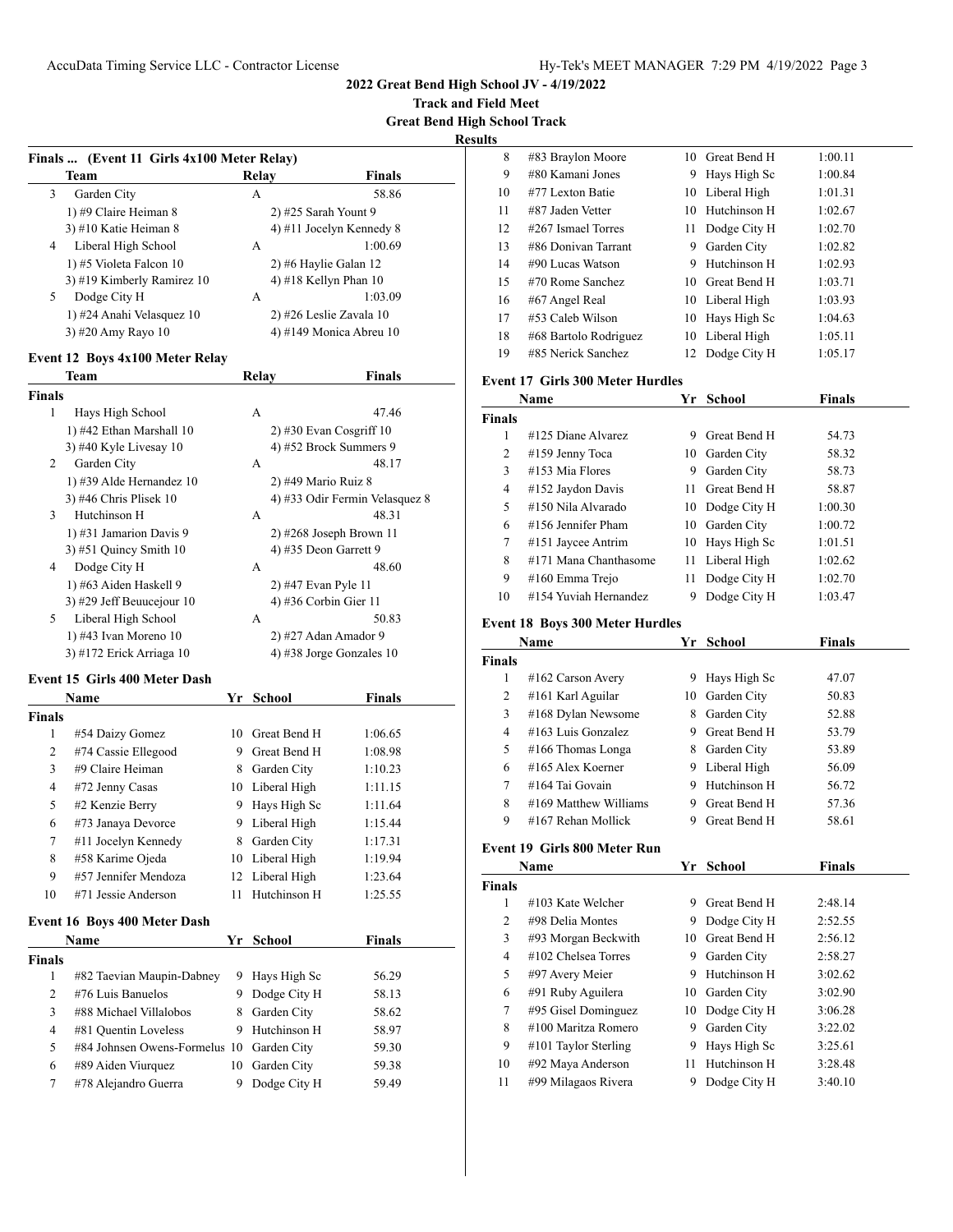## 2022 Great Bend High School JV - 4/19/2022

**Track and Field Meet**

**Great Bend High School Track**

**Results**

### Finals ... (Event 11 Girls 4x100 Meter Relay)

| | Team | Relay | Finals |
|---|---|---|---|
| 3 | Garden City | A | 58.86 |
| | 1) #9 Claire Heiman 8 | 2) #25 Sarah Yount 9 | |
| | 3) #10 Katie Heiman 8 | 4) #11 Jocelyn Kennedy 8 | |
| 4 | Liberal High School | A | 1:00.69 |
| | 1) #5 Violeta Falcon 10 | 2) #6 Haylie Galan 12 | |
| | 3) #19 Kimberly Ramirez 10 | 4) #18 Kellyn Phan 10 | |
| 5 | Dodge City H | A | 1:03.09 |
| | 1) #24 Anahi Velasquez 10 | 2) #26 Leslie Zavala 10 | |
| | 3) #20 Amy Rayo 10 | 4) #149 Monica Abreu 10 | |

### Event 12 Boys 4x100 Meter Relay

| | Team | Relay | Finals |
|---|---|---|---|
| **Finals** | | | |
| 1 | Hays High School | A | 47.46 |
| | 1) #42 Ethan Marshall 10 | 2) #30 Evan Cosgriff 10 | |
| | 3) #40 Kyle Livesay 10 | 4) #52 Brock Summers 9 | |
| 2 | Garden City | A | 48.17 |
| | 1) #39 Alde Hernandez 10 | 2) #49 Mario Ruiz 8 | |
| | 3) #46 Chris Plisek 10 | 4) #33 Odir Fermin Velasquez 8 | |
| 3 | Hutchinson H | A | 48.31 |
| | 1) #31 Jamarion Davis 9 | 2) #268 Joseph Brown 11 | |
| | 3) #51 Quincy Smith 10 | 4) #35 Deon Garrett 9 | |
| 4 | Dodge City H | A | 48.60 |
| | 1) #63 Aiden Haskell 9 | 2) #47 Evan Pyle 11 | |
| | 3) #29 Jeff Beuucejour 10 | 4) #36 Corbin Gier 11 | |
| 5 | Liberal High School | A | 50.83 |
| | 1) #43 Ivan Moreno 10 | 2) #27 Adan Amador 9 | |
| | 3) #172 Erick Arriaga 10 | 4) #38 Jorge Gonzales 10 | |

### Event 15 Girls 400 Meter Dash

| | Name | Yr | School | Finals |
|---|---|---|---|---|
| **Finals** | | | | |
| 1 | #54 Daizy Gomez | 10 | Great Bend H | 1:06.65 |
| 2 | #74 Cassie Ellegood | 9 | Great Bend H | 1:08.98 |
| 3 | #9 Claire Heiman | 8 | Garden City | 1:10.23 |
| 4 | #72 Jenny Casas | 10 | Liberal High | 1:11.15 |
| 5 | #2 Kenzie Berry | 9 | Hays High Sc | 1:11.64 |
| 6 | #73 Janaya Devorce | 9 | Liberal High | 1:15.44 |
| 7 | #11 Jocelyn Kennedy | 8 | Garden City | 1:17.31 |
| 8 | #58 Karime Ojeda | 10 | Liberal High | 1:19.94 |
| 9 | #57 Jennifer Mendoza | 12 | Liberal High | 1:23.64 |
| 10 | #71 Jessie Anderson | 11 | Hutchinson H | 1:25.55 |

### Event 16 Boys 400 Meter Dash

| | Name | Yr | School | Finals |
|---|---|---|---|---|
| **Finals** | | | | |
| 1 | #82 Taevian Maupin-Dabney | 9 | Hays High Sc | 56.29 |
| 2 | #76 Luis Banuelos | 9 | Dodge City H | 58.13 |
| 3 | #88 Michael Villalobos | 8 | Garden City | 58.62 |
| 4 | #81 Quentin Loveless | 9 | Hutchinson H | 58.97 |
| 5 | #84 Johnsen Owens-Formelus | 10 | Garden City | 59.30 |
| 6 | #89 Aiden Viurquez | 10 | Garden City | 59.38 |
| 7 | #78 Alejandro Guerra | 9 | Dodge City H | 59.49 |
| 8 | #83 Braylon Moore | 10 | Great Bend H | 1:00.11 |
| 9 | #80 Kamani Jones | 9 | Hays High Sc | 1:00.84 |
| 10 | #77 Lexton Batie | 10 | Liberal High | 1:01.31 |
| 11 | #87 Jaden Vetter | 10 | Hutchinson H | 1:02.67 |
| 12 | #267 Ismael Torres | 11 | Dodge City H | 1:02.70 |
| 13 | #86 Donivan Tarrant | 9 | Garden City | 1:02.82 |
| 14 | #90 Lucas Watson | 9 | Hutchinson H | 1:02.93 |
| 15 | #70 Rome Sanchez | 10 | Great Bend H | 1:03.71 |
| 16 | #67 Angel Real | 10 | Liberal High | 1:03.93 |
| 17 | #53 Caleb Wilson | 10 | Hays High Sc | 1:04.63 |
| 18 | #68 Bartolo Rodriguez | 10 | Liberal High | 1:05.11 |
| 19 | #85 Nerick Sanchez | 12 | Dodge City H | 1:05.17 |

### Event 17 Girls 300 Meter Hurdles

| | Name | Yr | School | Finals |
|---|---|---|---|---|
| **Finals** | | | | |
| 1 | #125 Diane Alvarez | 9 | Great Bend H | 54.73 |
| 2 | #159 Jenny Toca | 10 | Garden City | 58.32 |
| 3 | #153 Mia Flores | 9 | Garden City | 58.73 |
| 4 | #152 Jaydon Davis | 11 | Great Bend H | 58.87 |
| 5 | #150 Nila Alvarado | 10 | Dodge City H | 1:00.30 |
| 6 | #156 Jennifer Pham | 10 | Garden City | 1:00.72 |
| 7 | #151 Jaycee Antrim | 10 | Hays High Sc | 1:01.51 |
| 8 | #171 Mana Chanthasome | 11 | Liberal High | 1:02.62 |
| 9 | #160 Emma Trejo | 11 | Dodge City H | 1:02.70 |
| 10 | #154 Yuviah Hernandez | 9 | Dodge City H | 1:03.47 |

### Event 18 Boys 300 Meter Hurdles

| | Name | Yr | School | Finals |
|---|---|---|---|---|
| **Finals** | | | | |
| 1 | #162 Carson Avery | 9 | Hays High Sc | 47.07 |
| 2 | #161 Karl Aguilar | 10 | Garden City | 50.83 |
| 3 | #168 Dylan Newsome | 8 | Garden City | 52.88 |
| 4 | #163 Luis Gonzalez | 9 | Great Bend H | 53.79 |
| 5 | #166 Thomas Longa | 8 | Garden City | 53.89 |
| 6 | #165 Alex Koerner | 9 | Liberal High | 56.09 |
| 7 | #164 Tai Govain | 9 | Hutchinson H | 56.72 |
| 8 | #169 Matthew Williams | 9 | Great Bend H | 57.36 |
| 9 | #167 Rehan Mollick | 9 | Great Bend H | 58.61 |

### Event 19 Girls 800 Meter Run

| | Name | Yr | School | Finals |
|---|---|---|---|---|
| **Finals** | | | | |
| 1 | #103 Kate Welcher | 9 | Great Bend H | 2:48.14 |
| 2 | #98 Delia Montes | 9 | Dodge City H | 2:52.55 |
| 3 | #93 Morgan Beckwith | 10 | Great Bend H | 2:56.12 |
| 4 | #102 Chelsea Torres | 9 | Garden City | 2:58.27 |
| 5 | #97 Avery Meier | 9 | Hutchinson H | 3:02.62 |
| 6 | #91 Ruby Aguilera | 10 | Garden City | 3:02.90 |
| 7 | #95 Gisel Dominguez | 10 | Dodge City H | 3:06.28 |
| 8 | #100 Maritza Romero | 9 | Garden City | 3:22.02 |
| 9 | #101 Taylor Sterling | 9 | Hays High Sc | 3:25.61 |
| 10 | #92 Maya Anderson | 11 | Hutchinson H | 3:28.48 |
| 11 | #99 Milagaos Rivera | 9 | Dodge City H | 3:40.10 |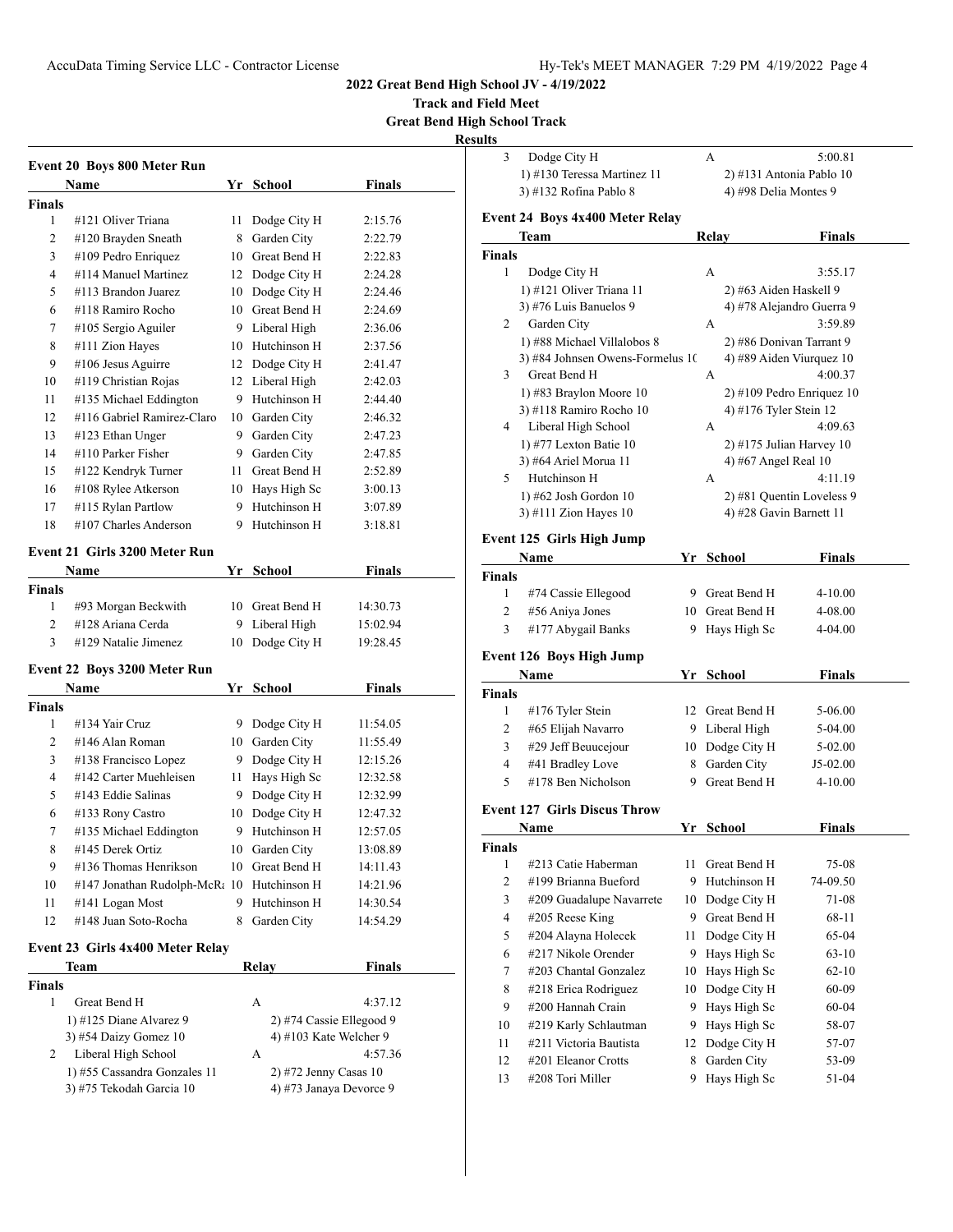## 2022 Great Bend High School JV - 4/19/2022

### Track and Field Meet

### Great Bend High School Track

### Results

#### Event 20 Boys 800 Meter Run

| | Name | Yr | School | Finals |
|---|---|---|---|---|
| **Finals** | | | | |
| 1 | #121 Oliver Triana | 11 | Dodge City H | 2:15.76 |
| 2 | #120 Brayden Sneath | 8 | Garden City | 2:22.79 |
| 3 | #109 Pedro Enriquez | 10 | Great Bend H | 2:22.83 |
| 4 | #114 Manuel Martinez | 12 | Dodge City H | 2:24.28 |
| 5 | #113 Brandon Juarez | 10 | Dodge City H | 2:24.46 |
| 6 | #118 Ramiro Rocho | 10 | Great Bend H | 2:24.69 |
| 7 | #105 Sergio Aguiler | 9 | Liberal High | 2:36.06 |
| 8 | #111 Zion Hayes | 10 | Hutchinson H | 2:37.56 |
| 9 | #106 Jesus Aguirre | 12 | Dodge City H | 2:41.47 |
| 10 | #119 Christian Rojas | 12 | Liberal High | 2:42.03 |
| 11 | #135 Michael Eddington | 9 | Hutchinson H | 2:44.40 |
| 12 | #116 Gabriel Ramirez-Claro | 10 | Garden City | 2:46.32 |
| 13 | #123 Ethan Unger | 9 | Garden City | 2:47.23 |
| 14 | #110 Parker Fisher | 9 | Garden City | 2:47.85 |
| 15 | #122 Kendryk Turner | 11 | Great Bend H | 2:52.89 |
| 16 | #108 Rylee Atkerson | 10 | Hays High Sc | 3:00.13 |
| 17 | #115 Rylan Partlow | 9 | Hutchinson H | 3:07.89 |
| 18 | #107 Charles Anderson | 9 | Hutchinson H | 3:18.81 |

#### Event 21 Girls 3200 Meter Run

| | Name | Yr | School | Finals |
|---|---|---|---|---|
| **Finals** | | | | |
| 1 | #93 Morgan Beckwith | 10 | Great Bend H | 14:30.73 |
| 2 | #128 Ariana Cerda | 9 | Liberal High | 15:02.94 |
| 3 | #129 Natalie Jimenez | 10 | Dodge City H | 19:28.45 |

#### Event 22 Boys 3200 Meter Run

| | Name | Yr | School | Finals |
|---|---|---|---|---|
| **Finals** | | | | |
| 1 | #134 Yair Cruz | 9 | Dodge City H | 11:54.05 |
| 2 | #146 Alan Roman | 10 | Garden City | 11:55.49 |
| 3 | #138 Francisco Lopez | 9 | Dodge City H | 12:15.26 |
| 4 | #142 Carter Muehleisen | 11 | Hays High Sc | 12:32.58 |
| 5 | #143 Eddie Salinas | 9 | Dodge City H | 12:32.99 |
| 6 | #133 Rony Castro | 10 | Dodge City H | 12:47.32 |
| 7 | #135 Michael Eddington | 9 | Hutchinson H | 12:57.05 |
| 8 | #145 Derek Ortiz | 10 | Garden City | 13:08.89 |
| 9 | #136 Thomas Henrikson | 10 | Great Bend H | 14:11.43 |
| 10 | #147 Jonathan Rudolph-McR | 10 | Hutchinson H | 14:21.96 |
| 11 | #141 Logan Most | 9 | Hutchinson H | 14:30.54 |
| 12 | #148 Juan Soto-Rocha | 8 | Garden City | 14:54.29 |

#### Event 23 Girls 4x400 Meter Relay

| | Team | Relay | Finals |
|---|---|---|---|
| **Finals** | | | |
| 1 | Great Bend H | A | 4:37.12 |
| | 1) #125 Diane Alvarez 9 | 2) #74 Cassie Ellegood 9 | |
| | 3) #54 Daizy Gomez 10 | 4) #103 Kate Welcher 9 | |
| 2 | Liberal High School | A | 4:57.36 |
| | 1) #55 Cassandra Gonzales 11 | 2) #72 Jenny Casas 10 | |
| | 3) #75 Tekodah Garcia 10 | 4) #73 Janaya Devorce 9 | |
| 3 | Dodge City H | A | 5:00.81 |
| | 1) #130 Teressa Martinez 11 | 2) #131 Antonia Pablo 10 | |
| | 3) #132 Rofina Pablo 8 | 4) #98 Delia Montes 9 | |

#### Event 24 Boys 4x400 Meter Relay

| | Team | Relay | Finals |
|---|---|---|---|
| **Finals** | | | |
| 1 | Dodge City H | A | 3:55.17 |
| | 1) #121 Oliver Triana 11 | 2) #63 Aiden Haskell 9 | |
| | 3) #76 Luis Banuelos 9 | 4) #78 Alejandro Guerra 9 | |
| 2 | Garden City | A | 3:59.89 |
| | 1) #88 Michael Villalobos 8 | 2) #86 Donivan Tarrant 9 | |
| | 3) #84 Johnsen Owens-Formelus 1( | 4) #89 Aiden Viurquez 10 | |
| 3 | Great Bend H | A | 4:00.37 |
| | 1) #83 Braylon Moore 10 | 2) #109 Pedro Enriquez 10 | |
| | 3) #118 Ramiro Rocho 10 | 4) #176 Tyler Stein 12 | |
| 4 | Liberal High School | A | 4:09.63 |
| | 1) #77 Lexton Batie 10 | 2) #175 Julian Harvey 10 | |
| | 3) #64 Ariel Morua 11 | 4) #67 Angel Real 10 | |
| 5 | Hutchinson H | A | 4:11.19 |
| | 1) #62 Josh Gordon 10 | 2) #81 Quentin Loveless 9 | |
| | 3) #111 Zion Hayes 10 | 4) #28 Gavin Barnett 11 | |

#### Event 125 Girls High Jump

| | Name | Yr | School | Finals |
|---|---|---|---|---|
| **Finals** | | | | |
| 1 | #74 Cassie Ellegood | 9 | Great Bend H | 4-10.00 |
| 2 | #56 Aniya Jones | 10 | Great Bend H | 4-08.00 |
| 3 | #177 Abygail Banks | 9 | Hays High Sc | 4-04.00 |

#### Event 126 Boys High Jump

| | Name | Yr | School | Finals |
|---|---|---|---|---|
| **Finals** | | | | |
| 1 | #176 Tyler Stein | 12 | Great Bend H | 5-06.00 |
| 2 | #65 Elijah Navarro | 9 | Liberal High | 5-04.00 |
| 3 | #29 Jeff Beuucejour | 10 | Dodge City H | 5-02.00 |
| 4 | #41 Bradley Love | 8 | Garden City | J5-02.00 |
| 5 | #178 Ben Nicholson | 9 | Great Bend H | 4-10.00 |

#### Event 127 Girls Discus Throw

| | Name | Yr | School | Finals |
|---|---|---|---|---|
| **Finals** | | | | |
| 1 | #213 Catie Haberman | 11 | Great Bend H | 75-08 |
| 2 | #199 Brianna Bueford | 9 | Hutchinson H | 74-09.50 |
| 3 | #209 Guadalupe Navarrete | 10 | Dodge City H | 71-08 |
| 4 | #205 Reese King | 9 | Great Bend H | 68-11 |
| 5 | #204 Alayna Holecek | 11 | Dodge City H | 65-04 |
| 6 | #217 Nikole Orender | 9 | Hays High Sc | 63-10 |
| 7 | #203 Chantal Gonzalez | 10 | Hays High Sc | 62-10 |
| 8 | #218 Erica Rodriguez | 10 | Dodge City H | 60-09 |
| 9 | #200 Hannah Crain | 9 | Hays High Sc | 60-04 |
| 10 | #219 Karly Schlautman | 9 | Hays High Sc | 58-07 |
| 11 | #211 Victoria Bautista | 12 | Dodge City H | 57-07 |
| 12 | #201 Eleanor Crotts | 8 | Garden City | 53-09 |
| 13 | #208 Tori Miller | 9 | Hays High Sc | 51-04 |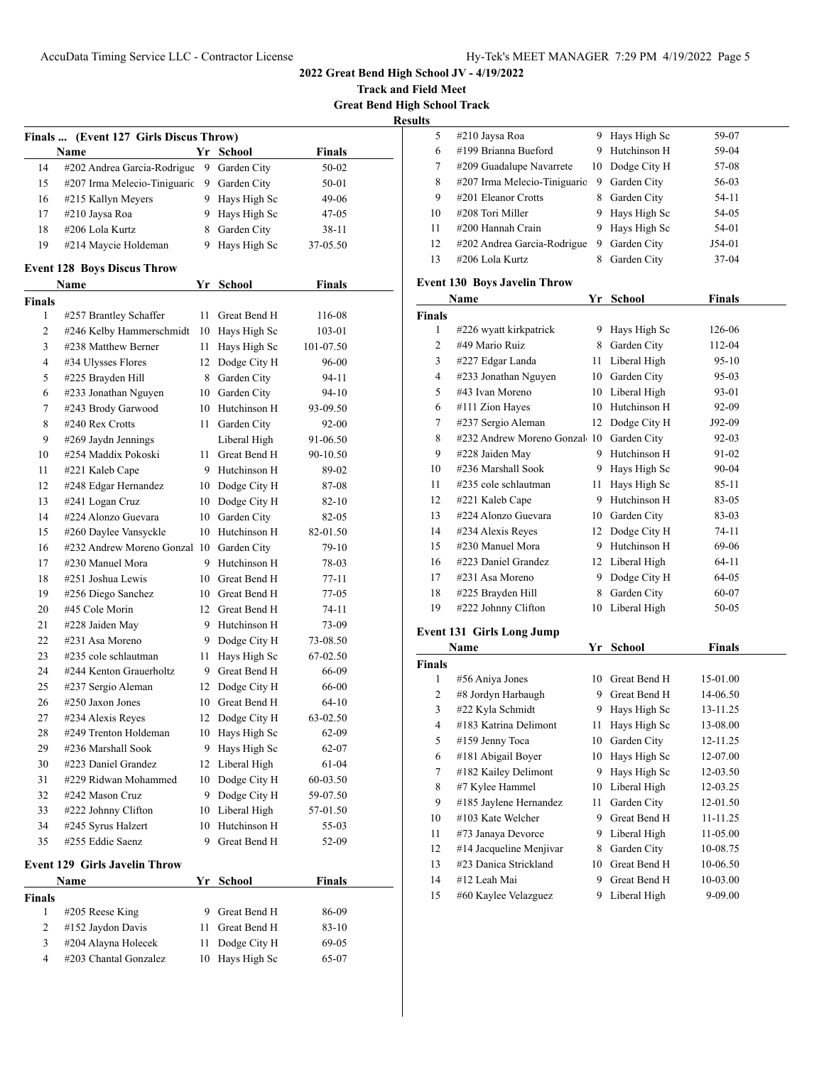**2022 Great Bend High School JV - 4/19/2022**

**Track and Field Meet**

**Great Bend High School Track**

**Results**

### Finals ... (Event 127 Girls Discus Throw)

| | Name | Yr | School | Finals |
|---|---|---|---|---|
| 14 | #202 Andrea Garcia-Rodrigue | 9 | Garden City | 50-02 |
| 15 | #207 Irma Melecio-Tiniguaric | 9 | Garden City | 50-01 |
| 16 | #215 Kallyn Meyers | 9 | Hays High Sc | 49-06 |
| 17 | #210 Jaysa Roa | 9 | Hays High Sc | 47-05 |
| 18 | #206 Lola Kurtz | 8 | Garden City | 38-11 |
| 19 | #214 Maycie Holdeman | 9 | Hays High Sc | 37-05.50 |

### Event 128 Boys Discus Throw

| | Name | Yr | School | Finals |
|---|---|---|---|---|
| **Finals** | | | | |
| 1 | #257 Brantley Schaffer | 11 | Great Bend H | 116-08 |
| 2 | #246 Kelby Hammerschmidt | 10 | Hays High Sc | 103-01 |
| 3 | #238 Matthew Berner | 11 | Hays High Sc | 101-07.50 |
| 4 | #34 Ulysses Flores | 12 | Dodge City H | 96-00 |
| 5 | #225 Brayden Hill | 8 | Garden City | 94-11 |
| 6 | #233 Jonathan Nguyen | 10 | Garden City | 94-10 |
| 7 | #243 Brody Garwood | 10 | Hutchinson H | 93-09.50 |
| 8 | #240 Rex Crotts | 11 | Garden City | 92-00 |
| 9 | #269 Jaydn Jennings | | Liberal High | 91-06.50 |
| 10 | #254 Maddix Pokoski | 11 | Great Bend H | 90-10.50 |
| 11 | #221 Kaleb Cape | 9 | Hutchinson H | 89-02 |
| 12 | #248 Edgar Hernandez | 10 | Dodge City H | 87-08 |
| 13 | #241 Logan Cruz | 10 | Dodge City H | 82-10 |
| 14 | #224 Alonzo Guevara | 10 | Garden City | 82-05 |
| 15 | #260 Daylee Vansyckle | 10 | Hutchinson H | 82-01.50 |
| 16 | #232 Andrew Moreno Gonzal | 10 | Garden City | 79-10 |
| 17 | #230 Manuel Mora | 9 | Hutchinson H | 78-03 |
| 18 | #251 Joshua Lewis | 10 | Great Bend H | 77-11 |
| 19 | #256 Diego Sanchez | 10 | Great Bend H | 77-05 |
| 20 | #45 Cole Morin | 12 | Great Bend H | 74-11 |
| 21 | #228 Jaiden May | 9 | Hutchinson H | 73-09 |
| 22 | #231 Asa Moreno | 9 | Dodge City H | 73-08.50 |
| 23 | #235 cole schlautman | 11 | Hays High Sc | 67-02.50 |
| 24 | #244 Kenton Grauerholtz | 9 | Great Bend H | 66-09 |
| 25 | #237 Sergio Aleman | 12 | Dodge City H | 66-00 |
| 26 | #250 Jaxon Jones | 10 | Great Bend H | 64-10 |
| 27 | #234 Alexis Reyes | 12 | Dodge City H | 63-02.50 |
| 28 | #249 Trenton Holdeman | 10 | Hays High Sc | 62-09 |
| 29 | #236 Marshall Sook | 9 | Hays High Sc | 62-07 |
| 30 | #223 Daniel Grandez | 12 | Liberal High | 61-04 |
| 31 | #229 Ridwan Mohammed | 10 | Dodge City H | 60-03.50 |
| 32 | #242 Mason Cruz | 9 | Dodge City H | 59-07.50 |
| 33 | #222 Johnny Clifton | 10 | Liberal High | 57-01.50 |
| 34 | #245 Syrus Halzert | 10 | Hutchinson H | 55-03 |
| 35 | #255 Eddie Saenz | 9 | Great Bend H | 52-09 |

### Event 129 Girls Javelin Throw

| | Name | Yr | School | Finals |
|---|---|---|---|---|
| **Finals** | | | | |
| 1 | #205 Reese King | 9 | Great Bend H | 86-09 |
| 2 | #152 Jaydon Davis | 11 | Great Bend H | 83-10 |
| 3 | #204 Alayna Holecek | 11 | Dodge City H | 69-05 |
| 4 | #203 Chantal Gonzalez | 10 | Hays High Sc | 65-07 |
| 5 | #210 Jaysa Roa | 9 | Hays High Sc | 59-07 |
| 6 | #199 Brianna Bueford | 9 | Hutchinson H | 59-04 |
| 7 | #209 Guadalupe Navarrete | 10 | Dodge City H | 57-08 |
| 8 | #207 Irma Melecio-Tiniguario | 9 | Garden City | 56-03 |
| 9 | #201 Eleanor Crotts | 8 | Garden City | 54-11 |
| 10 | #208 Tori Miller | 9 | Hays High Sc | 54-05 |
| 11 | #200 Hannah Crain | 9 | Hays High Sc | 54-01 |
| 12 | #202 Andrea Garcia-Rodrigue | 9 | Garden City | J54-01 |
| 13 | #206 Lola Kurtz | 8 | Garden City | 37-04 |

### Event 130 Boys Javelin Throw

| | Name | Yr | School | Finals |
|---|---|---|---|---|
| **Finals** | | | | |
| 1 | #226 wyatt kirkpatrick | 9 | Hays High Sc | 126-06 |
| 2 | #49 Mario Ruiz | 8 | Garden City | 112-04 |
| 3 | #227 Edgar Landa | 11 | Liberal High | 95-10 |
| 4 | #233 Jonathan Nguyen | 10 | Garden City | 95-03 |
| 5 | #43 Ivan Moreno | 10 | Liberal High | 93-01 |
| 6 | #111 Zion Hayes | 10 | Hutchinson H | 92-09 |
| 7 | #237 Sergio Aleman | 12 | Dodge City H | J92-09 |
| 8 | #232 Andrew Moreno Gonzal | 10 | Garden City | 92-03 |
| 9 | #228 Jaiden May | 9 | Hutchinson H | 91-02 |
| 10 | #236 Marshall Sook | 9 | Hays High Sc | 90-04 |
| 11 | #235 cole schlautman | 11 | Hays High Sc | 85-11 |
| 12 | #221 Kaleb Cape | 9 | Hutchinson H | 83-05 |
| 13 | #224 Alonzo Guevara | 10 | Garden City | 83-03 |
| 14 | #234 Alexis Reyes | 12 | Dodge City H | 74-11 |
| 15 | #230 Manuel Mora | 9 | Hutchinson H | 69-06 |
| 16 | #223 Daniel Grandez | 12 | Liberal High | 64-11 |
| 17 | #231 Asa Moreno | 9 | Dodge City H | 64-05 |
| 18 | #225 Brayden Hill | 8 | Garden City | 60-07 |
| 19 | #222 Johnny Clifton | 10 | Liberal High | 50-05 |

### Event 131 Girls Long Jump

| | Name | Yr | School | Finals |
|---|---|---|---|---|
| **Finals** | | | | |
| 1 | #56 Aniya Jones | 10 | Great Bend H | 15-01.00 |
| 2 | #8 Jordyn Harbaugh | 9 | Great Bend H | 14-06.50 |
| 3 | #22 Kyla Schmidt | 9 | Hays High Sc | 13-11.25 |
| 4 | #183 Katrina Delimont | 11 | Hays High Sc | 13-08.00 |
| 5 | #159 Jenny Toca | 10 | Garden City | 12-11.25 |
| 6 | #181 Abigail Boyer | 10 | Hays High Sc | 12-07.00 |
| 7 | #182 Kailey Delimont | 9 | Hays High Sc | 12-03.50 |
| 8 | #7 Kylee Hammel | 10 | Liberal High | 12-03.25 |
| 9 | #185 Jaylene Hernandez | 11 | Garden City | 12-01.50 |
| 10 | #103 Kate Welcher | 9 | Great Bend H | 11-11.25 |
| 11 | #73 Janaya Devorce | 9 | Liberal High | 11-05.00 |
| 12 | #14 Jacqueline Menjivar | 8 | Garden City | 10-08.75 |
| 13 | #23 Danica Strickland | 10 | Great Bend H | 10-06.50 |
| 14 | #12 Leah Mai | 9 | Great Bend H | 10-03.00 |
| 15 | #60 Kaylee Velazguez | 9 | Liberal High | 9-09.00 |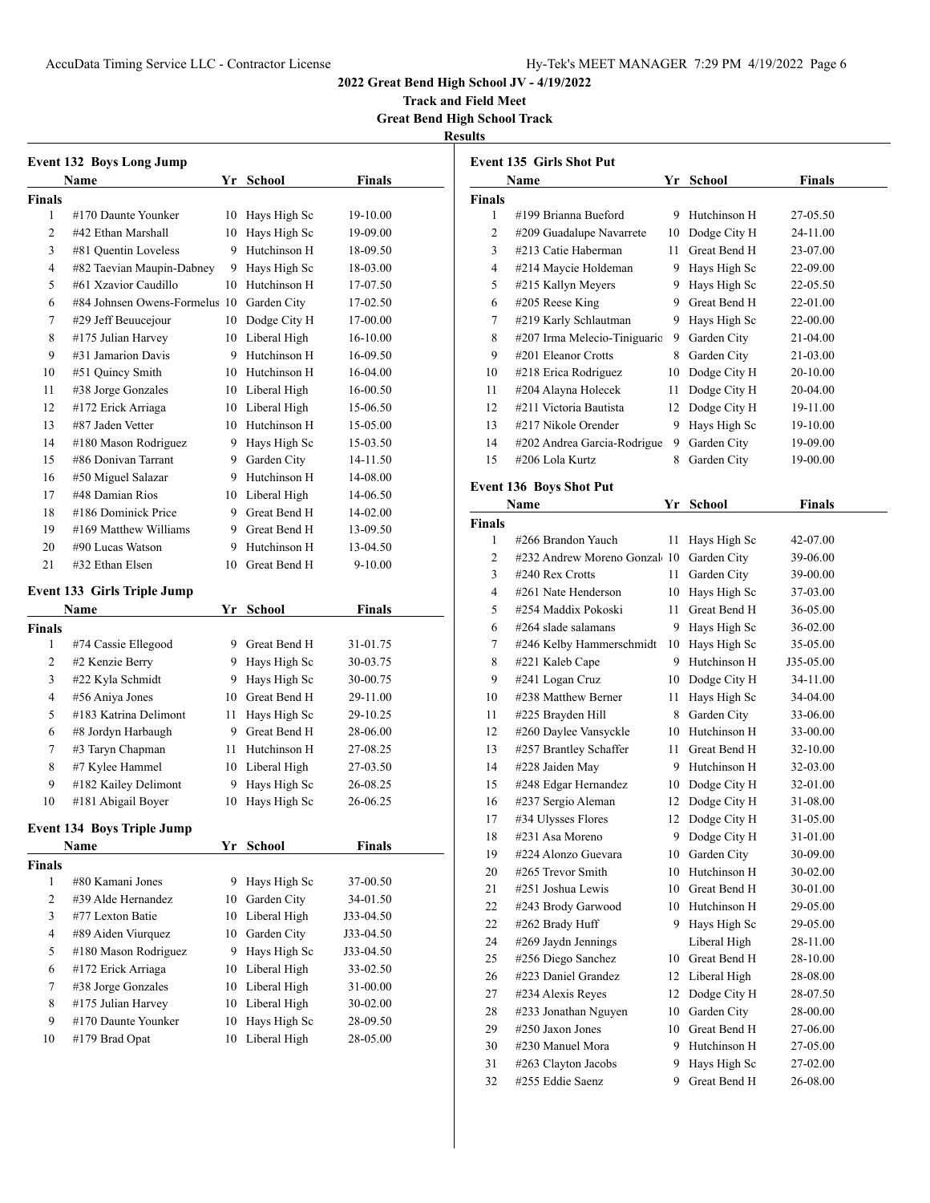**2022 Great Bend High School JV - 4/19/2022**

**Track and Field Meet**

**Great Bend High School Track**

**Results**

### Event 132 Boys Long Jump

| | Name | Yr | School | Finals |
|---|---|---|---|---|
| **Finals** | | | | |
| 1 | #170 Daunte Younker | 10 | Hays High Sc | 19-10.00 |
| 2 | #42 Ethan Marshall | 10 | Hays High Sc | 19-09.00 |
| 3 | #81 Quentin Loveless | 9 | Hutchinson H | 18-09.50 |
| 4 | #82 Taevian Maupin-Dabney | 9 | Hays High Sc | 18-03.00 |
| 5 | #61 Xzavior Caudillo | 10 | Hutchinson H | 17-07.50 |
| 6 | #84 Johnsen Owens-Formelus | 10 | Garden City | 17-02.50 |
| 7 | #29 Jeff Beuucejour | 10 | Dodge City H | 17-00.00 |
| 8 | #175 Julian Harvey | 10 | Liberal High | 16-10.00 |
| 9 | #31 Jamarion Davis | 9 | Hutchinson H | 16-09.50 |
| 10 | #51 Quincy Smith | 10 | Hutchinson H | 16-04.00 |
| 11 | #38 Jorge Gonzales | 10 | Liberal High | 16-00.50 |
| 12 | #172 Erick Arriaga | 10 | Liberal High | 15-06.50 |
| 13 | #87 Jaden Vetter | 10 | Hutchinson H | 15-05.00 |
| 14 | #180 Mason Rodriguez | 9 | Hays High Sc | 15-03.50 |
| 15 | #86 Donivan Tarrant | 9 | Garden City | 14-11.50 |
| 16 | #50 Miguel Salazar | 9 | Hutchinson H | 14-08.00 |
| 17 | #48 Damian Rios | 10 | Liberal High | 14-06.50 |
| 18 | #186 Dominick Price | 9 | Great Bend H | 14-02.00 |
| 19 | #169 Matthew Williams | 9 | Great Bend H | 13-09.50 |
| 20 | #90 Lucas Watson | 9 | Hutchinson H | 13-04.50 |
| 21 | #32 Ethan Elsen | 10 | Great Bend H | 9-10.00 |

### Event 133 Girls Triple Jump

| | Name | Yr | School | Finals |
|---|---|---|---|---|
| **Finals** | | | | |
| 1 | #74 Cassie Ellegood | 9 | Great Bend H | 31-01.75 |
| 2 | #2 Kenzie Berry | 9 | Hays High Sc | 30-03.75 |
| 3 | #22 Kyla Schmidt | 9 | Hays High Sc | 30-00.75 |
| 4 | #56 Aniya Jones | 10 | Great Bend H | 29-11.00 |
| 5 | #183 Katrina Delimont | 11 | Hays High Sc | 29-10.25 |
| 6 | #8 Jordyn Harbaugh | 9 | Great Bend H | 28-06.00 |
| 7 | #3 Taryn Chapman | 11 | Hutchinson H | 27-08.25 |
| 8 | #7 Kylee Hammel | 10 | Liberal High | 27-03.50 |
| 9 | #182 Kailey Delimont | 9 | Hays High Sc | 26-08.25 |
| 10 | #181 Abigail Boyer | 10 | Hays High Sc | 26-06.25 |

### Event 134 Boys Triple Jump

| | Name | Yr | School | Finals |
|---|---|---|---|---|
| **Finals** | | | | |
| 1 | #80 Kamani Jones | 9 | Hays High Sc | 37-00.50 |
| 2 | #39 Alde Hernandez | 10 | Garden City | 34-01.50 |
| 3 | #77 Lexton Batie | 10 | Liberal High | J33-04.50 |
| 4 | #89 Aiden Viurquez | 10 | Garden City | J33-04.50 |
| 5 | #180 Mason Rodriguez | 9 | Hays High Sc | J33-04.50 |
| 6 | #172 Erick Arriaga | 10 | Liberal High | 33-02.50 |
| 7 | #38 Jorge Gonzales | 10 | Liberal High | 31-00.00 |
| 8 | #175 Julian Harvey | 10 | Liberal High | 30-02.00 |
| 9 | #170 Daunte Younker | 10 | Hays High Sc | 28-09.50 |
| 10 | #179 Brad Opat | 10 | Liberal High | 28-05.00 |

### Event 135 Girls Shot Put

| | Name | Yr | School | Finals |
|---|---|---|---|---|
| **Finals** | | | | |
| 1 | #199 Brianna Bueford | 9 | Hutchinson H | 27-05.50 |
| 2 | #209 Guadalupe Navarrete | 10 | Dodge City H | 24-11.00 |
| 3 | #213 Catie Haberman | 11 | Great Bend H | 23-07.00 |
| 4 | #214 Maycie Holdeman | 9 | Hays High Sc | 22-09.00 |
| 5 | #215 Kallyn Meyers | 9 | Hays High Sc | 22-05.50 |
| 6 | #205 Reese King | 9 | Great Bend H | 22-01.00 |
| 7 | #219 Karly Schlautman | 9 | Hays High Sc | 22-00.00 |
| 8 | #207 Irma Melecio-Tiniguario | 9 | Garden City | 21-04.00 |
| 9 | #201 Eleanor Crotts | 8 | Garden City | 21-03.00 |
| 10 | #218 Erica Rodriguez | 10 | Dodge City H | 20-10.00 |
| 11 | #204 Alayna Holecek | 11 | Dodge City H | 20-04.00 |
| 12 | #211 Victoria Bautista | 12 | Dodge City H | 19-11.00 |
| 13 | #217 Nikole Orender | 9 | Hays High Sc | 19-10.00 |
| 14 | #202 Andrea Garcia-Rodrigue | 9 | Garden City | 19-09.00 |
| 15 | #206 Lola Kurtz | 8 | Garden City | 19-00.00 |

### Event 136 Boys Shot Put

| | Name | Yr | School | Finals |
|---|---|---|---|---|
| **Finals** | | | | |
| 1 | #266 Brandon Yauch | 11 | Hays High Sc | 42-07.00 |
| 2 | #232 Andrew Moreno Gonzal | 10 | Garden City | 39-06.00 |
| 3 | #240 Rex Crotts | 11 | Garden City | 39-00.00 |
| 4 | #261 Nate Henderson | 10 | Hays High Sc | 37-03.00 |
| 5 | #254 Maddix Pokoski | 11 | Great Bend H | 36-05.00 |
| 6 | #264 slade salamans | 9 | Hays High Sc | 36-02.00 |
| 7 | #246 Kelby Hammerschmidt | 10 | Hays High Sc | 35-05.00 |
| 8 | #221 Kaleb Cape | 9 | Hutchinson H | J35-05.00 |
| 9 | #241 Logan Cruz | 10 | Dodge City H | 34-11.00 |
| 10 | #238 Matthew Berner | 11 | Hays High Sc | 34-04.00 |
| 11 | #225 Brayden Hill | 8 | Garden City | 33-06.00 |
| 12 | #260 Daylee Vansyckle | 10 | Hutchinson H | 33-00.00 |
| 13 | #257 Brantley Schaffer | 11 | Great Bend H | 32-10.00 |
| 14 | #228 Jaiden May | 9 | Hutchinson H | 32-03.00 |
| 15 | #248 Edgar Hernandez | 10 | Dodge City H | 32-01.00 |
| 16 | #237 Sergio Aleman | 12 | Dodge City H | 31-08.00 |
| 17 | #34 Ulysses Flores | 12 | Dodge City H | 31-05.00 |
| 18 | #231 Asa Moreno | 9 | Dodge City H | 31-01.00 |
| 19 | #224 Alonzo Guevara | 10 | Garden City | 30-09.00 |
| 20 | #265 Trevor Smith | 10 | Hutchinson H | 30-02.00 |
| 21 | #251 Joshua Lewis | 10 | Great Bend H | 30-01.00 |
| 22 | #243 Brody Garwood | 10 | Hutchinson H | 29-05.00 |
| 22 | #262 Brady Huff | 9 | Hays High Sc | 29-05.00 |
| 24 | #269 Jaydn Jennings | | Liberal High | 28-11.00 |
| 25 | #256 Diego Sanchez | 10 | Great Bend H | 28-10.00 |
| 26 | #223 Daniel Grandez | 12 | Liberal High | 28-08.00 |
| 27 | #234 Alexis Reyes | 12 | Dodge City H | 28-07.50 |
| 28 | #233 Jonathan Nguyen | 10 | Garden City | 28-00.00 |
| 29 | #250 Jaxon Jones | 10 | Great Bend H | 27-06.00 |
| 30 | #230 Manuel Mora | 9 | Hutchinson H | 27-05.00 |
| 31 | #263 Clayton Jacobs | 9 | Hays High Sc | 27-02.00 |
| 32 | #255 Eddie Saenz | 9 | Great Bend H | 26-08.00 |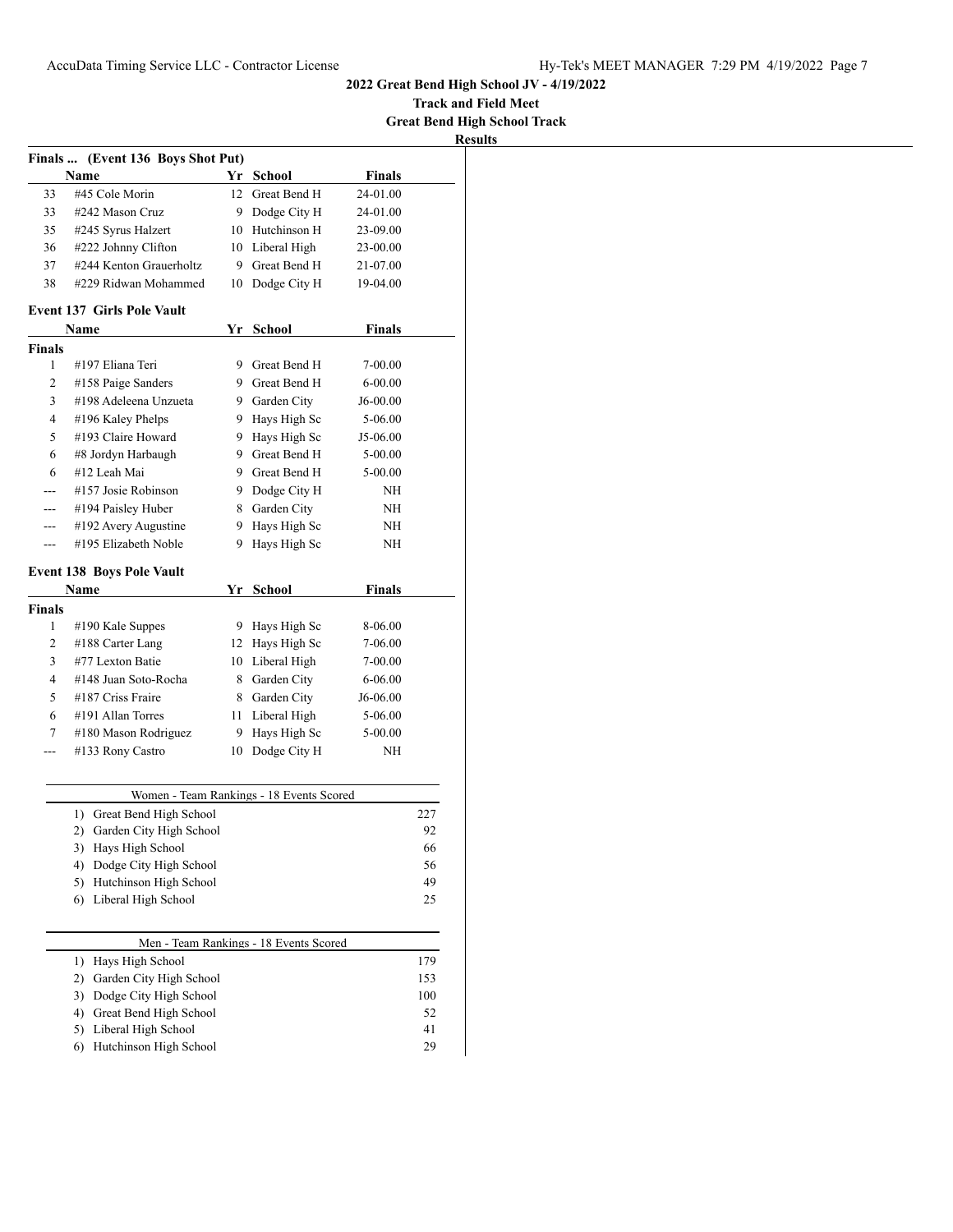## 2022 Great Bend High School JV - 4/19/2022

**Track and Field Meet**

**Great Bend High School Track**

**Results**

### Finals ... (Event 136 Boys Shot Put)

| | Name | Yr | School | Finals |
|---|---|---|---|---|
| 33 | #45 Cole Morin | 12 | Great Bend H | 24-01.00 |
| 33 | #242 Mason Cruz | 9 | Dodge City H | 24-01.00 |
| 35 | #245 Syrus Halzert | 10 | Hutchinson H | 23-09.00 |
| 36 | #222 Johnny Clifton | 10 | Liberal High | 23-00.00 |
| 37 | #244 Kenton Grauerholtz | 9 | Great Bend H | 21-07.00 |
| 38 | #229 Ridwan Mohammed | 10 | Dodge City H | 19-04.00 |

### Event 137 Girls Pole Vault

| | Name | Yr | School | Finals |
|---|---|---|---|---|
| **Finals** | | | | |
| 1 | #197 Eliana Teri | 9 | Great Bend H | 7-00.00 |
| 2 | #158 Paige Sanders | 9 | Great Bend H | 6-00.00 |
| 3 | #198 Adeleena Unzueta | 9 | Garden City | J6-00.00 |
| 4 | #196 Kaley Phelps | 9 | Hays High Sc | 5-06.00 |
| 5 | #193 Claire Howard | 9 | Hays High Sc | J5-06.00 |
| 6 | #8 Jordyn Harbaugh | 9 | Great Bend H | 5-00.00 |
| 6 | #12 Leah Mai | 9 | Great Bend H | 5-00.00 |
| --- | #157 Josie Robinson | 9 | Dodge City H | NH |
| --- | #194 Paisley Huber | 8 | Garden City | NH |
| --- | #192 Avery Augustine | 9 | Hays High Sc | NH |
| --- | #195 Elizabeth Noble | 9 | Hays High Sc | NH |

### Event 138 Boys Pole Vault

| | Name | Yr | School | Finals |
|---|---|---|---|---|
| **Finals** | | | | |
| 1 | #190 Kale Suppes | 9 | Hays High Sc | 8-06.00 |
| 2 | #188 Carter Lang | 12 | Hays High Sc | 7-06.00 |
| 3 | #77 Lexton Batie | 10 | Liberal High | 7-00.00 |
| 4 | #148 Juan Soto-Rocha | 8 | Garden City | 6-06.00 |
| 5 | #187 Criss Fraire | 8 | Garden City | J6-06.00 |
| 6 | #191 Allan Torres | 11 | Liberal High | 5-06.00 |
| 7 | #180 Mason Rodriguez | 9 | Hays High Sc | 5-00.00 |
| --- | #133 Rony Castro | 10 | Dodge City H | NH |

### Women - Team Rankings - 18 Events Scored

| | | |
|---|---|---|
| 1) | Great Bend High School | 227 |
| 2) | Garden City High School | 92 |
| 3) | Hays High School | 66 |
| 4) | Dodge City High School | 56 |
| 5) | Hutchinson High School | 49 |
| 6) | Liberal High School | 25 |

### Men - Team Rankings - 18 Events Scored

| | | |
|---|---|---|
| 1) | Hays High School | 179 |
| 2) | Garden City High School | 153 |
| 3) | Dodge City High School | 100 |
| 4) | Great Bend High School | 52 |
| 5) | Liberal High School | 41 |
| 6) | Hutchinson High School | 29 |